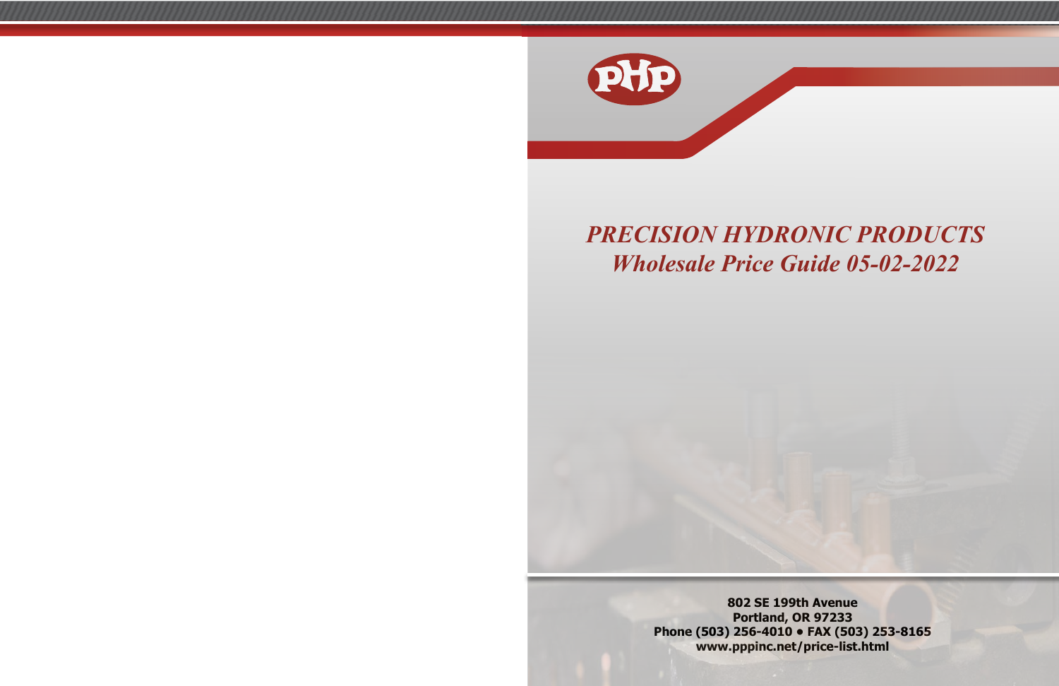PHP

# *PRECISION HYDRONIC PRODUCTS*
## *Wholesale Price Guide 05-02-2022*

**802 SE 199th Avenue**
**Portland, OR 97233**
**Phone (503) 256-4010 • FAX (503) 253-8165**
**www.pppinc.net/price-list.html**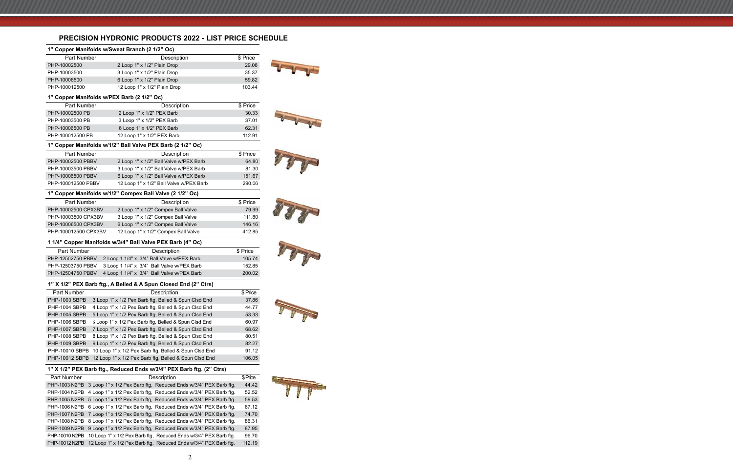## PRECISION HYDRONIC PRODUCTS 2022 - LIST PRICE SCHEDULE

### 1" Copper Manifolds w/Sweat Branch (2 1/2" Oc)

| Part Number | Description | $ Price |
|---|---|---|
| PHP-10002500 | 2 Loop 1" x 1/2" Plain Drop | 29.06 |
| PHP-10003500 | 3 Loop 1" x 1/2" Plain Drop | 35.37 |
| PHP-10006500 | 6 Loop 1" x 1/2" Plain Drop | 59.82 |
| PHP-100012500 | 12 Loop 1" x 1/2" Plain Drop | 103.44 |

### 1" Copper Manifolds w/PEX Barb (2 1/2" Oc)

| Part Number | Description | $ Price |
|---|---|---|
| PHP-10002500 PB | 2 Loop 1" x 1/2" PEX Barb | 30.33 |
| PHP-10003500 PB | 3 Loop 1" x 1/2" PEX Barb | 37.01 |
| PHP-10006500 PB | 6 Loop 1" x 1/2" PEX Barb | 62.31 |
| PHP-100012500 PB | 12 Loop 1" x 1/2" PEX Barb | 112.91 |

### 1" Copper Manifolds w/1/2" Ball Valve PEX Barb (2 1/2" Oc)

| Part Number | Description | $ Price |
|---|---|---|
| PHP-10002500 PBBV | 2 Loop 1" x 1/2" Ball Valve w/PEX Barb | 64.80 |
| PHP-10003500 PBBV | 3 Loop 1" x 1/2" Ball Valve w/PEX Barb | 81.30 |
| PHP-10006500 PBBV | 6 Loop 1" x 1/2" Ball Valve w/PEX Barb | 151.67 |
| PHP-100012500 PBBV | 12 Loop 1" x 1/2" Ball Valve w/PEX Barb | 290.06 |

### 1" Copper Manifolds w/1/2" Compex Ball Valve (2 1/2" Oc)

| Part Number | Description | $ Price |
|---|---|---|
| PHP-10002500 CPX3BV | 2 Loop 1" x 1/2" Compex Ball Valve | 79.99 |
| PHP-10003500 CPX3BV | 3 Loop 1" x 1/2" Compex Ball Valve | 111.80 |
| PHP-10006500 CPX3BV | 6 Loop 1" x 1/2" Compex Ball Valve | 146.16 |
| PHP-100012500 CPX3BV | 12 Loop 1" x 1/2" Compex Ball Valve | 412.85 |

### 1 1/4" Copper Manifolds w/3/4" Ball Valve PEX Barb (4" Oc)

| Part Number | Description | $ Price |
|---|---|---|
| PHP-12502750 PBBV | 2 Loop 1 1/4" x 3/4" Ball Valve w/PEX Barb | 105.74 |
| PHP-12503750 PBBV | 3 Loop 1 1/4" x 3/4" Ball Valve w/PEX Barb | 152.85 |
| PHP-12504750 PBBV | 4 Loop 1 1/4" x 3/4" Ball Valve w/PEX Barb | 200.02 |

### 1" X 1/2" PEX Barb ftg., A Belled & A Spun Closed End (2" Ctrs)

| Part Number | Description | $ Price |
|---|---|---|
| PHP-1003 SBPB | 3 Loop 1" x 1/2 Pex Barb ftg, Belled & Spun Clsd End | 37.86 |
| PHP-1004 SBPB | 4 Loop 1" x 1/2 Pex Barb ftg, Belled & Spun Clsd End | 44.77 |
| PHP-1005 SBPB | 5 Loop 1" x 1/2 Pex Barb ftg, Belled & Spun Clsd End | 53.33 |
| PHP-1006 SBPB | 6 Loop 1" x 1/2 Pex Barb ftg, Belled & Spun Clsd End | 60.97 |
| PHP-1007 SBPB | 7 Loop 1" x 1/2 Pex Barb ftg, Belled & Spun Clsd End | 68.62 |
| PHP-1008 SBPB | 8 Loop 1" x 1/2 Pex Barb ftg, Belled & Spun Clsd End | 80.51 |
| PHP-1009 SBPB | 9 Loop 1" x 1/2 Pex Barb ftg, Belled & Spun Clsd End | 82.27 |
| PHP-10010 SBPB | 10 Loop 1" x 1/2 Pex Barb ftg, Belled & Spun Clsd End | 91.12 |
| PHP-10012 SBPB | 12 Loop 1" x 1/2 Pex Barb ftg, Belled & Spun Clsd End | 106.05 |

### 1" X 1/2" PEX Barb ftg., Reduced Ends w/3/4" PEX Barb ftg. (2" Ctrs)

| Part Number | Description | $ Price |
|---|---|---|
| PHP-1003 N2PB | 3 Loop 1" x 1/2 Pex Barb ftg, Reduced Ends w/3/4" PEX Barb ftg. | 44.42 |
| PHP-1004 N2PB | 4 Loop 1" x 1/2 Pex Barb ftg, Reduced Ends w/3/4" PEX Barb ftg. | 52.52 |
| PHP-1005 N2PB | 5 Loop 1" x 1/2 Pex Barb ftg, Reduced Ends w/3/4" PEX Barb ftg. | 59.53 |
| PHP-1006 N2PB | 6 Loop 1" x 1/2 Pex Barb ftg, Reduced Ends w/3/4" PEX Barb ftg. | 67.12 |
| PHP-1007 N2PB | 7 Loop 1" x 1/2 Pex Barb ftg, Reduced Ends w/3/4" PEX Barb ftg. | 74.70 |
| PHP-1008 N2PB | 8 Loop 1" x 1/2 Pex Barb ftg, Reduced Ends w/3/4" PEX Barb ftg. | 86.31 |
| PHP-1009 N2PB | 9 Loop 1" x 1/2 Pex Barb ftg, Reduced Ends w/3/4" PEX Barb ftg. | 87.95 |
| PHP-10010 N2PB | 10 Loop 1" x 1/2 Pex Barb ftg, Reduced Ends w/3/4" PEX Barb ftg. | 96.70 |
| PHP-10012 N2PB | 12 Loop 1" x 1/2 Pex Barb ftg, Reduced Ends w/3/4" PEX Barb ftg. | 112.19 |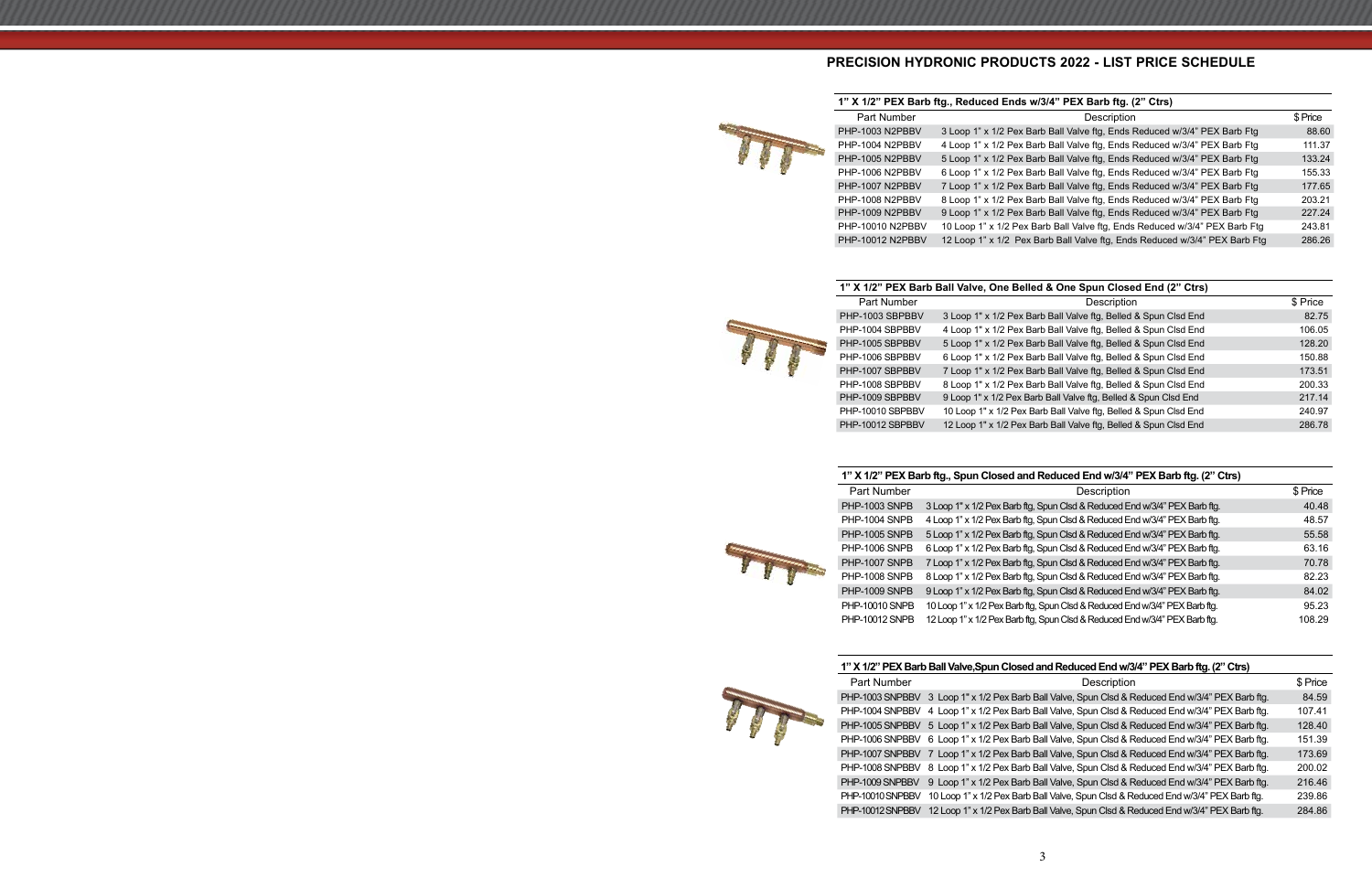## PRECISION HYDRONIC PRODUCTS 2022 - LIST PRICE SCHEDULE

### 1" X 1/2" PEX Barb ftg., Reduced Ends w/3/4" PEX Barb ftg. (2" Ctrs)

| Part Number | Description | $ Price |
|---|---|---|
| PHP-1003 N2PBBV | 3 Loop 1" x 1/2 Pex Barb Ball Valve ftg, Ends Reduced w/3/4" PEX Barb Ftg | 88.60 |
| PHP-1004 N2PBBV | 4 Loop 1" x 1/2 Pex Barb Ball Valve ftg, Ends Reduced w/3/4" PEX Barb Ftg | 111.37 |
| PHP-1005 N2PBBV | 5 Loop 1" x 1/2 Pex Barb Ball Valve ftg, Ends Reduced w/3/4" PEX Barb Ftg | 133.24 |
| PHP-1006 N2PBBV | 6 Loop 1" x 1/2 Pex Barb Ball Valve ftg, Ends Reduced w/3/4" PEX Barb Ftg | 155.33 |
| PHP-1007 N2PBBV | 7 Loop 1" x 1/2 Pex Barb Ball Valve ftg, Ends Reduced w/3/4" PEX Barb Ftg | 177.65 |
| PHP-1008 N2PBBV | 8 Loop 1" x 1/2 Pex Barb Ball Valve ftg, Ends Reduced w/3/4" PEX Barb Ftg | 203.21 |
| PHP-1009 N2PBBV | 9 Loop 1" x 1/2 Pex Barb Ball Valve ftg, Ends Reduced w/3/4" PEX Barb Ftg | 227.24 |
| PHP-10010 N2PBBV | 10 Loop 1" x 1/2 Pex Barb Ball Valve ftg, Ends Reduced w/3/4" PEX Barb Ftg | 243.81 |
| PHP-10012 N2PBBV | 12 Loop 1" x 1/2 Pex Barb Ball Valve ftg, Ends Reduced w/3/4" PEX Barb Ftg | 286.26 |

### 1" X 1/2" PEX Barb Ball Valve, One Belled & One Spun Closed End (2" Ctrs)

| Part Number | Description | $ Price |
|---|---|---|
| PHP-1003 SBPBBV | 3 Loop 1" x 1/2 Pex Barb Ball Valve ftg, Belled & Spun Clsd End | 82.75 |
| PHP-1004 SBPBBV | 4 Loop 1" x 1/2 Pex Barb Ball Valve ftg, Belled & Spun Clsd End | 106.05 |
| PHP-1005 SBPBBV | 5 Loop 1" x 1/2 Pex Barb Ball Valve ftg, Belled & Spun Clsd End | 128.20 |
| PHP-1006 SBPBBV | 6 Loop 1" x 1/2 Pex Barb Ball Valve ftg, Belled & Spun Clsd End | 150.88 |
| PHP-1007 SBPBBV | 7 Loop 1" x 1/2 Pex Barb Ball Valve ftg, Belled & Spun Clsd End | 173.51 |
| PHP-1008 SBPBBV | 8 Loop 1" x 1/2 Pex Barb Ball Valve ftg, Belled & Spun Clsd End | 200.33 |
| PHP-1009 SBPBBV | 9 Loop 1" x 1/2 Pex Barb Ball Valve ftg, Belled & Spun Clsd End | 217.14 |
| PHP-10010 SBPBBV | 10 Loop 1" x 1/2 Pex Barb Ball Valve ftg, Belled & Spun Clsd End | 240.97 |
| PHP-10012 SBPBBV | 12 Loop 1" x 1/2 Pex Barb Ball Valve ftg, Belled & Spun Clsd End | 286.78 |

### 1" X 1/2" PEX Barb ftg., Spun Closed and Reduced End w/3/4" PEX Barb ftg. (2" Ctrs)

| Part Number | Description | $ Price |
|---|---|---|
| PHP-1003 SNPB | 3 Loop 1" x 1/2 Pex Barb ftg, Spun Clsd & Reduced End w/3/4" PEX Barb ftg. | 40.48 |
| PHP-1004 SNPB | 4 Loop 1" x 1/2 Pex Barb ftg, Spun Clsd & Reduced End w/3/4" PEX Barb ftg. | 48.57 |
| PHP-1005 SNPB | 5 Loop 1" x 1/2 Pex Barb ftg, Spun Clsd & Reduced End w/3/4" PEX Barb ftg. | 55.58 |
| PHP-1006 SNPB | 6 Loop 1" x 1/2 Pex Barb ftg, Spun Clsd & Reduced End w/3/4" PEX Barb ftg. | 63.16 |
| PHP-1007 SNPB | 7 Loop 1" x 1/2 Pex Barb ftg, Spun Clsd & Reduced End w/3/4" PEX Barb ftg. | 70.78 |
| PHP-1008 SNPB | 8 Loop 1" x 1/2 Pex Barb ftg, Spun Clsd & Reduced End w/3/4" PEX Barb ftg. | 82.23 |
| PHP-1009 SNPB | 9 Loop 1" x 1/2 Pex Barb ftg, Spun Clsd & Reduced End w/3/4" PEX Barb ftg. | 84.02 |
| PHP-10010 SNPB | 10 Loop 1" x 1/2 Pex Barb ftg, Spun Clsd & Reduced End w/3/4" PEX Barb ftg. | 95.23 |
| PHP-10012 SNPB | 12 Loop 1" x 1/2 Pex Barb ftg, Spun Clsd & Reduced End w/3/4" PEX Barb ftg. | 108.29 |

### 1" X 1/2" PEX Barb Ball Valve,Spun Closed and Reduced End w/3/4" PEX Barb ftg. (2" Ctrs)

| Part Number | Description | $ Price |
|---|---|---|
| PHP-1003 SNPBBV | 3 Loop 1" x 1/2 Pex Barb Ball Valve, Spun Clsd & Reduced End w/3/4" PEX Barb ftg. | 84.59 |
| PHP-1004 SNPBBV | 4 Loop 1" x 1/2 Pex Barb Ball Valve, Spun Clsd & Reduced End w/3/4" PEX Barb ftg. | 107.41 |
| PHP-1005 SNPBBV | 5 Loop 1" x 1/2 Pex Barb Ball Valve, Spun Clsd & Reduced End w/3/4" PEX Barb ftg. | 128.40 |
| PHP-1006 SNPBBV | 6 Loop 1" x 1/2 Pex Barb Ball Valve, Spun Clsd & Reduced End w/3/4" PEX Barb ftg. | 151.39 |
| PHP-1007 SNPBBV | 7 Loop 1" x 1/2 Pex Barb Ball Valve, Spun Clsd & Reduced End w/3/4" PEX Barb ftg. | 173.69 |
| PHP-1008 SNPBBV | 8 Loop 1" x 1/2 Pex Barb Ball Valve, Spun Clsd & Reduced End w/3/4" PEX Barb ftg. | 200.02 |
| PHP-1009 SNPBBV | 9 Loop 1" x 1/2 Pex Barb Ball Valve, Spun Clsd & Reduced End w/3/4" PEX Barb ftg. | 216.46 |
| PHP-10010SNPBBV | 10 Loop 1" x 1/2 Pex Barb Ball Valve, Spun Clsd & Reduced End w/3/4" PEX Barb ftg. | 239.86 |
| PHP-10012SNPBBV | 12 Loop 1" x 1/2 Pex Barb Ball Valve, Spun Clsd & Reduced End w/3/4" PEX Barb ftg. | 284.86 |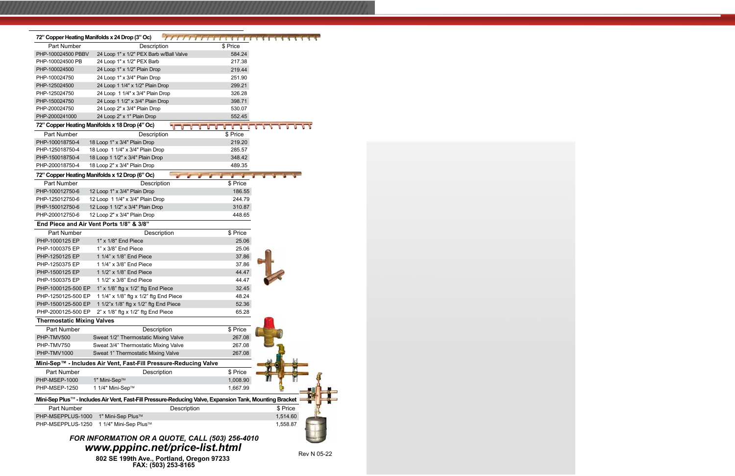### 72" Copper Heating Manifolds x 24 Drop (3" Oc)

| Part Number | Description | $ Price |
|---|---|---|
| PHP-100024500 PBBV | 24 Loop 1" x 1/2" PEX Barb w/Ball Valve | 584.24 |
| PHP-100024500 PB | 24 Loop 1" x 1/2" PEX Barb | 217.38 |
| PHP-100024500 | 24 Loop 1" x 1/2" Plain Drop | 219.44 |
| PHP-100024750 | 24 Loop 1" x 3/4" Plain Drop | 251.90 |
| PHP-125024500 | 24 Loop 1 1/4" x 1/2" Plain Drop | 299.21 |
| PHP-125024750 | 24 Loop 1 1/4" x 3/4" Plain Drop | 326.28 |
| PHP-150024750 | 24 Loop 1 1/2" x 3/4" Plain Drop | 398.71 |
| PHP-200024750 | 24 Loop 2" x 3/4" Plain Drop | 530.07 |
| PHP-2000241000 | 24 Loop 2" x 1" Plain Drop | 552.45 |

### 72" Copper Heating Manifolds x 18 Drop (4" Oc)

| Part Number | Description | $ Price |
|---|---|---|
| PHP-100018750-4 | 18 Loop 1" x 3/4" Plain Drop | 219.20 |
| PHP-125018750-4 | 18 Loop 1 1/4" x 3/4" Plain Drop | 285.57 |
| PHP-150018750-4 | 18 Loop 1 1/2" x 3/4" Plain Drop | 348.42 |
| PHP-200018750-4 | 18 Loop 2" x 3/4" Plain Drop | 489.35 |

### 72" Copper Heating Manifolds x 12 Drop (6" Oc)

| Part Number | Description | $ Price |
|---|---|---|
| PHP-100012750-6 | 12 Loop 1" x 3/4" Plain Drop | 186.55 |
| PHP-125012750-6 | 12 Loop 1 1/4" x 3/4" Plain Drop | 244.79 |
| PHP-150012750-6 | 12 Loop 1 1/2" x 3/4" Plain Drop | 310.87 |
| PHP-200012750-6 | 12 Loop 2" x 3/4" Plain Drop | 448.65 |

### End Piece and Air Vent Ports 1/8" & 3/8"

| Part Number | Description | $ Price |
|---|---|---|
| PHP-1000125 EP | 1" x 1/8" End Piece | 25.06 |
| PHP-1000375 EP | 1" x 3/8" End Piece | 25.06 |
| PHP-1250125 EP | 1 1/4" x 1/8" End Piece | 37.86 |
| PHP-1250375 EP | 1 1/4" x 3/8" End Piece | 37.86 |
| PHP-1500125 EP | 1 1/2" x 1/8" End Piece | 44.47 |
| PHP-1500375 EP | 1 1/2" x 3/8" End Piece | 44.47 |
| PHP-1000125-500 EP | 1" x 1/8" ftg x 1/2" ftg End Piece | 32.45 |
| PHP-1250125-500 EP | 1 1/4" x 1/8" ftg x 1/2" ftg End Piece | 48.24 |
| PHP-1500125-500 EP | 1 1/2"x 1/8" ftg x 1/2" ftg End Piece | 52.36 |
| PHP-2000125-500 EP | 2" x 1/8" ftg x 1/2" ftg End Piece | 65.28 |

### Thermostatic Mixing Valves

| Part Number | Description | $ Price |
|---|---|---|
| PHP-TMV500 | Sweat 1/2" Thermostatic Mixing Valve | 267.08 |
| PHP-TMV750 | Sweat 3/4" Thermostatic Mixing Valve | 267.08 |
| PHP-TMV1000 | Sweat 1" Thermostatic Mixing Valve | 267.08 |

### Mini-Sep™ - Includes Air Vent, Fast-Fill Pressure-Reducing Valve

| Part Number | Description | $ Price |
|---|---|---|
| PHP-MSEP-1000 | 1" Mini-Sep™ | 1,008.90 |
| PHP-MSEP-1250 | 1 1/4" Mini-Sep™ | 1,667.99 |

### Mini-Sep Plus™ - Includes Air Vent, Fast-Fill Pressure-Reducing Valve, Expansion Tank, Mounting Bracket

| Part Number | Description | $ Price |
|---|---|---|
| PHP-MSEPPLUS-1000 | 1" Mini-Sep Plus™ | 1,514.60 |
| PHP-MSEPPLUS-1250 | 1 1/4" Mini-Sep Plus™ | 1,558.87 |

***FOR INFORMATION OR A QUOTE, CALL (503) 256-4010***

***www.pppinc.net/price-list.html***

**802 SE 199th Ave., Portland, Oregon 97233**
**FAX: (503) 253-8165**

Rev N 05-22